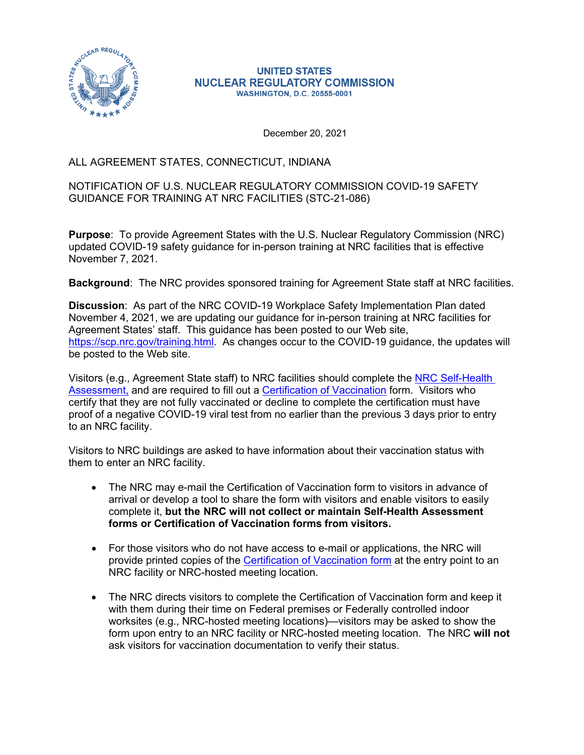**UNITED STATES**
**NUCLEAR REGULATORY COMMISSION**
**WASHINGTON, D.C. 20555-0001**

December 20, 2021

ALL AGREEMENT STATES, CONNECTICUT, INDIANA

NOTIFICATION OF U.S. NUCLEAR REGULATORY COMMISSION COVID-19 SAFETY GUIDANCE FOR TRAINING AT NRC FACILITIES (STC-21-086)

**Purpose**: To provide Agreement States with the U.S. Nuclear Regulatory Commission (NRC) updated COVID-19 safety guidance for in-person training at NRC facilities that is effective November 7, 2021.

**Background**: The NRC provides sponsored training for Agreement State staff at NRC facilities.

**Discussion**: As part of the NRC COVID-19 Workplace Safety Implementation Plan dated November 4, 2021, we are updating our guidance for in-person training at NRC facilities for Agreement States' staff. This guidance has been posted to our Web site, https://scp.nrc.gov/training.html. As changes occur to the COVID-19 guidance, the updates will be posted to the Web site.

Visitors (e.g., Agreement State staff) to NRC facilities should complete the NRC Self-Health Assessment, and are required to fill out a Certification of Vaccination form. Visitors who certify that they are not fully vaccinated or decline to complete the certification must have proof of a negative COVID-19 viral test from no earlier than the previous 3 days prior to entry to an NRC facility.

Visitors to NRC buildings are asked to have information about their vaccination status with them to enter an NRC facility.

- The NRC may e-mail the Certification of Vaccination form to visitors in advance of arrival or develop a tool to share the form with visitors and enable visitors to easily complete it, **but the NRC will not collect or maintain Self-Health Assessment forms or Certification of Vaccination forms from visitors.**

- For those visitors who do not have access to e-mail or applications, the NRC will provide printed copies of the Certification of Vaccination form at the entry point to an NRC facility or NRC-hosted meeting location.

- The NRC directs visitors to complete the Certification of Vaccination form and keep it with them during their time on Federal premises or Federally controlled indoor worksites (e.g., NRC-hosted meeting locations)—visitors may be asked to show the form upon entry to an NRC facility or NRC-hosted meeting location. The NRC **will not** ask visitors for vaccination documentation to verify their status.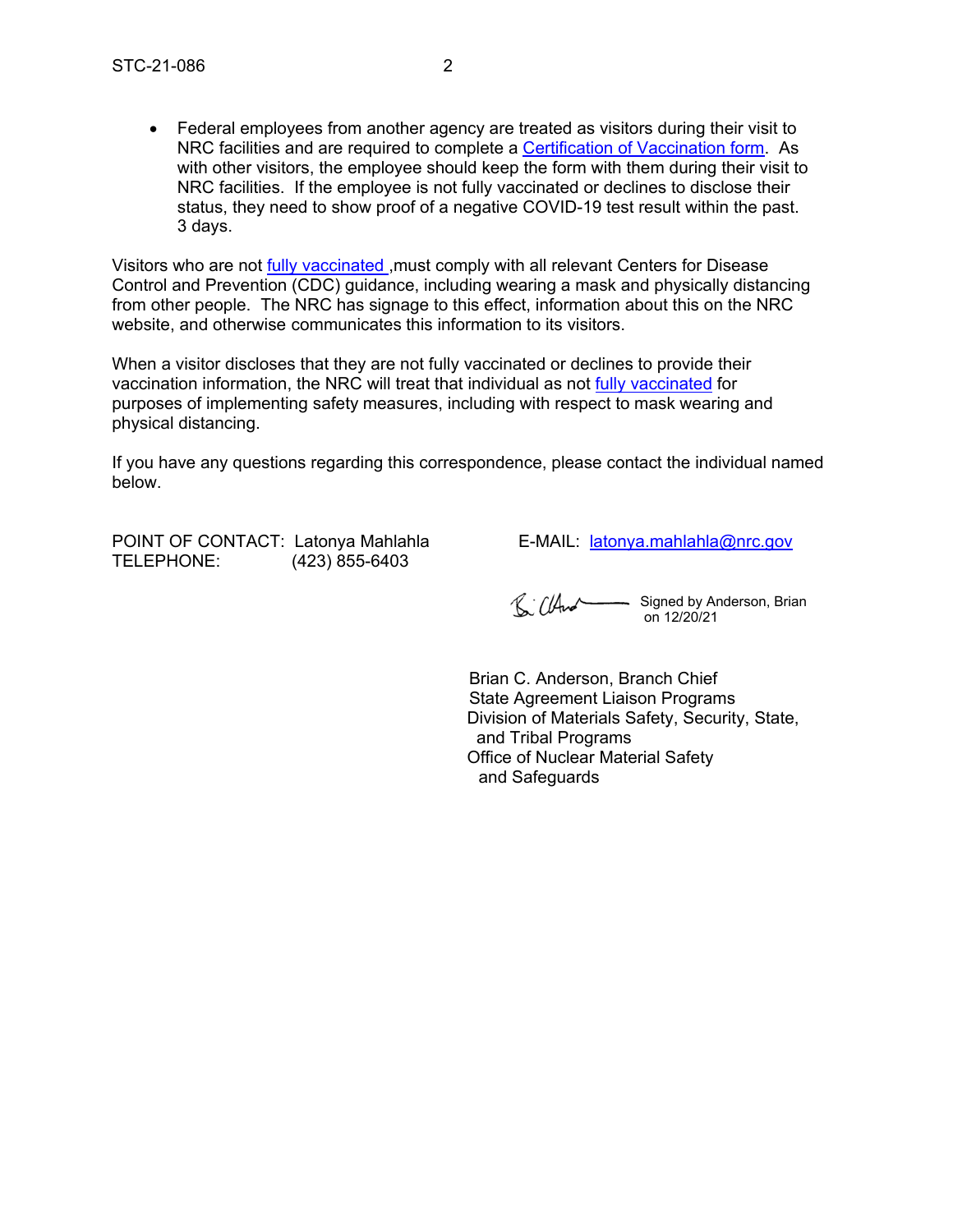- Federal employees from another agency are treated as visitors during their visit to NRC facilities and are required to complete a Certification of Vaccination form. As with other visitors, the employee should keep the form with them during their visit to NRC facilities. If the employee is not fully vaccinated or declines to disclose their status, they need to show proof of a negative COVID-19 test result within the past. 3 days.

Visitors who are not fully vaccinated ,must comply with all relevant Centers for Disease Control and Prevention (CDC) guidance, including wearing a mask and physically distancing from other people. The NRC has signage to this effect, information about this on the NRC website, and otherwise communicates this information to its visitors.

When a visitor discloses that they are not fully vaccinated or declines to provide their vaccination information, the NRC will treat that individual as not fully vaccinated for purposes of implementing safety measures, including with respect to mask wearing and physical distancing.

If you have any questions regarding this correspondence, please contact the individual named below.

POINT OF CONTACT: Latonya Mahlahla E-MAIL: latonya.mahlahla@nrc.gov
TELEPHONE: (423) 855-6403

Signed by Anderson, Brian on 12/20/21

Brian C. Anderson, Branch Chief
State Agreement Liaison Programs
Division of Materials Safety, Security, State, and Tribal Programs
Office of Nuclear Material Safety and Safeguards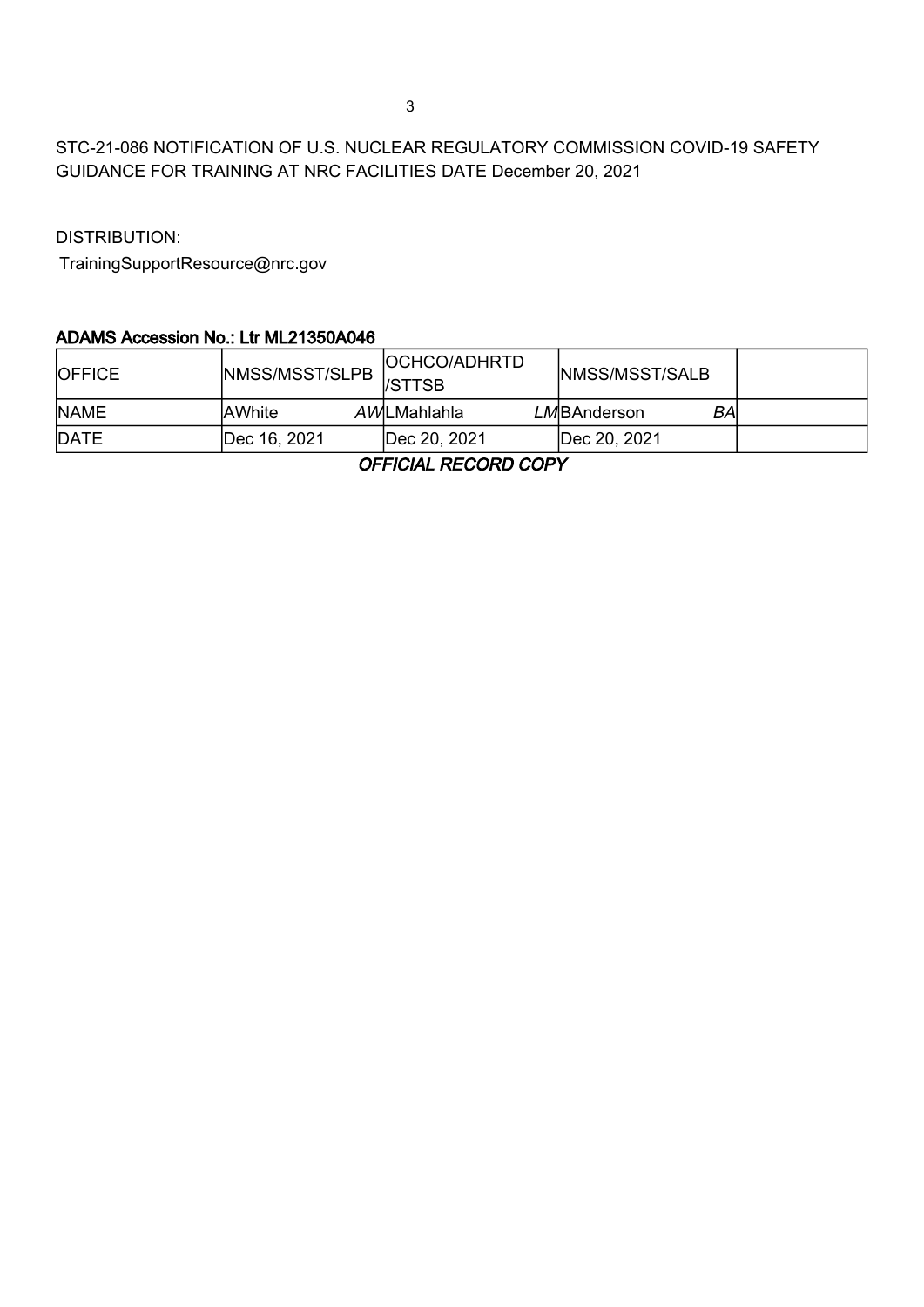STC-21-086 NOTIFICATION OF U.S. NUCLEAR REGULATORY COMMISSION COVID-19 SAFETY GUIDANCE FOR TRAINING AT NRC FACILITIES DATE December 20, 2021

DISTRIBUTION:
TrainingSupportResource@nrc.gov

**ADAMS Accession No.: Ltr ML21350A046**

| OFFICE | NMSS/MSST/SLPB | OCHCO/ADHRTD /STTSB | NMSS/MSST/SALB | |
|---|---|---|---|---|
| NAME | AWhite *AW* | LMahlahla *LM* | BAnderson *BA* | |
| DATE | Dec 16, 2021 | Dec 20, 2021 | Dec 20, 2021 | |

***OFFICIAL RECORD COPY***